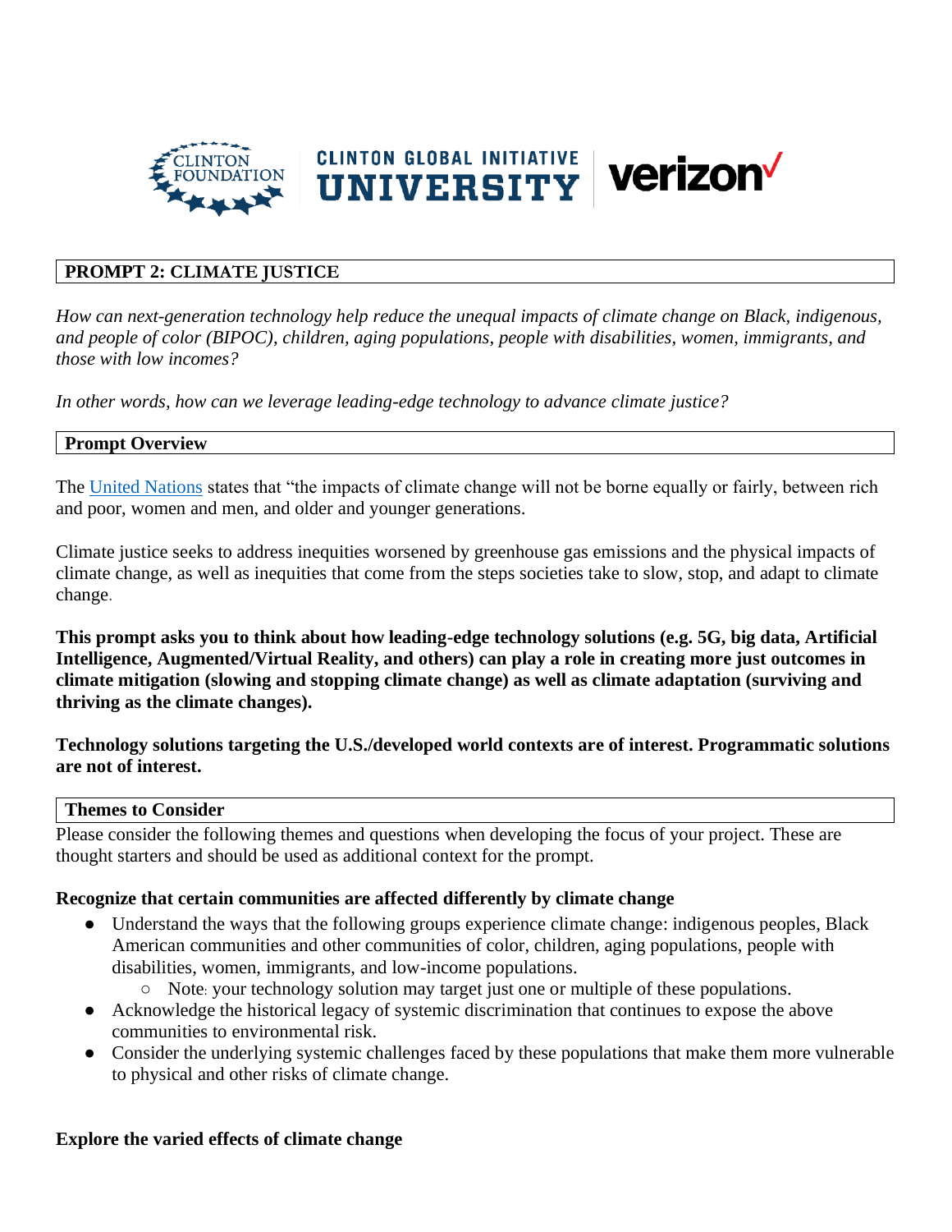CLINTON FOUNDATION | CLINTON GLOBAL INITIATIVE UNIVERSITY | verizon

## PROMPT 2: CLIMATE JUSTICE

*How can next-generation technology help reduce the unequal impacts of climate change on Black, indigenous, and people of color (BIPOC), children, aging populations, people with disabilities, women, immigrants, and those with low incomes?*

*In other words, how can we leverage leading-edge technology to advance climate justice?*

## Prompt Overview

The United Nations states that "the impacts of climate change will not be borne equally or fairly, between rich and poor, women and men, and older and younger generations.

Climate justice seeks to address inequities worsened by greenhouse gas emissions and the physical impacts of climate change, as well as inequities that come from the steps societies take to slow, stop, and adapt to climate change.

**This prompt asks you to think about how leading-edge technology solutions (e.g. 5G, big data, Artificial Intelligence, Augmented/Virtual Reality, and others) can play a role in creating more just outcomes in climate mitigation (slowing and stopping climate change) as well as climate adaptation (surviving and thriving as the climate changes).**

**Technology solutions targeting the U.S./developed world contexts are of interest. Programmatic solutions are not of interest.**

## Themes to Consider

Please consider the following themes and questions when developing the focus of your project. These are thought starters and should be used as additional context for the prompt.

### Recognize that certain communities are affected differently by climate change

- Understand the ways that the following groups experience climate change: indigenous peoples, Black American communities and other communities of color, children, aging populations, people with disabilities, women, immigrants, and low-income populations.
  - Note: your technology solution may target just one or multiple of these populations.
- Acknowledge the historical legacy of systemic discrimination that continues to expose the above communities to environmental risk.
- Consider the underlying systemic challenges faced by these populations that make them more vulnerable to physical and other risks of climate change.

### Explore the varied effects of climate change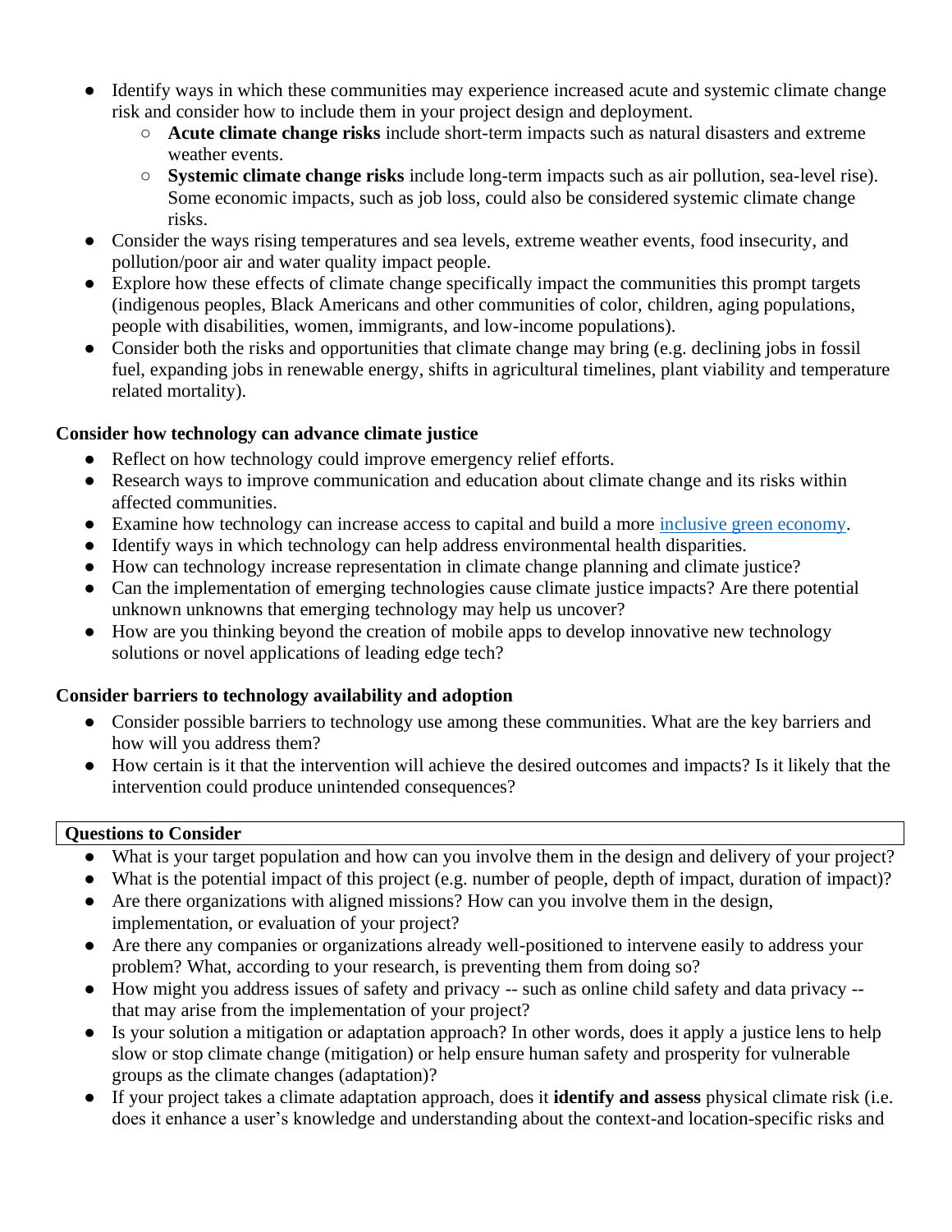- Identify ways in which these communities may experience increased acute and systemic climate change risk and consider how to include them in your project design and deployment.
  - **Acute climate change risks** include short-term impacts such as natural disasters and extreme weather events.
  - **Systemic climate change risks** include long-term impacts such as air pollution, sea-level rise). Some economic impacts, such as job loss, could also be considered systemic climate change risks.
- Consider the ways rising temperatures and sea levels, extreme weather events, food insecurity, and pollution/poor air and water quality impact people.
- Explore how these effects of climate change specifically impact the communities this prompt targets (indigenous peoples, Black Americans and other communities of color, children, aging populations, people with disabilities, women, immigrants, and low-income populations).
- Consider both the risks and opportunities that climate change may bring (e.g. declining jobs in fossil fuel, expanding jobs in renewable energy, shifts in agricultural timelines, plant viability and temperature related mortality).

**Consider how technology can advance climate justice**

- Reflect on how technology could improve emergency relief efforts.
- Research ways to improve communication and education about climate change and its risks within affected communities.
- Examine how technology can increase access to capital and build a more inclusive green economy.
- Identify ways in which technology can help address environmental health disparities.
- How can technology increase representation in climate change planning and climate justice?
- Can the implementation of emerging technologies cause climate justice impacts? Are there potential unknown unknowns that emerging technology may help us uncover?
- How are you thinking beyond the creation of mobile apps to develop innovative new technology solutions or novel applications of leading edge tech?

**Consider barriers to technology availability and adoption**

- Consider possible barriers to technology use among these communities. What are the key barriers and how will you address them?
- How certain is it that the intervention will achieve the desired outcomes and impacts? Is it likely that the intervention could produce unintended consequences?

**Questions to Consider**

- What is your target population and how can you involve them in the design and delivery of your project?
- What is the potential impact of this project (e.g. number of people, depth of impact, duration of impact)?
- Are there organizations with aligned missions? How can you involve them in the design, implementation, or evaluation of your project?
- Are there any companies or organizations already well-positioned to intervene easily to address your problem? What, according to your research, is preventing them from doing so?
- How might you address issues of safety and privacy -- such as online child safety and data privacy -- that may arise from the implementation of your project?
- Is your solution a mitigation or adaptation approach? In other words, does it apply a justice lens to help slow or stop climate change (mitigation) or help ensure human safety and prosperity for vulnerable groups as the climate changes (adaptation)?
- If your project takes a climate adaptation approach, does it **identify and assess** physical climate risk (i.e. does it enhance a user's knowledge and understanding about the context-and location-specific risks and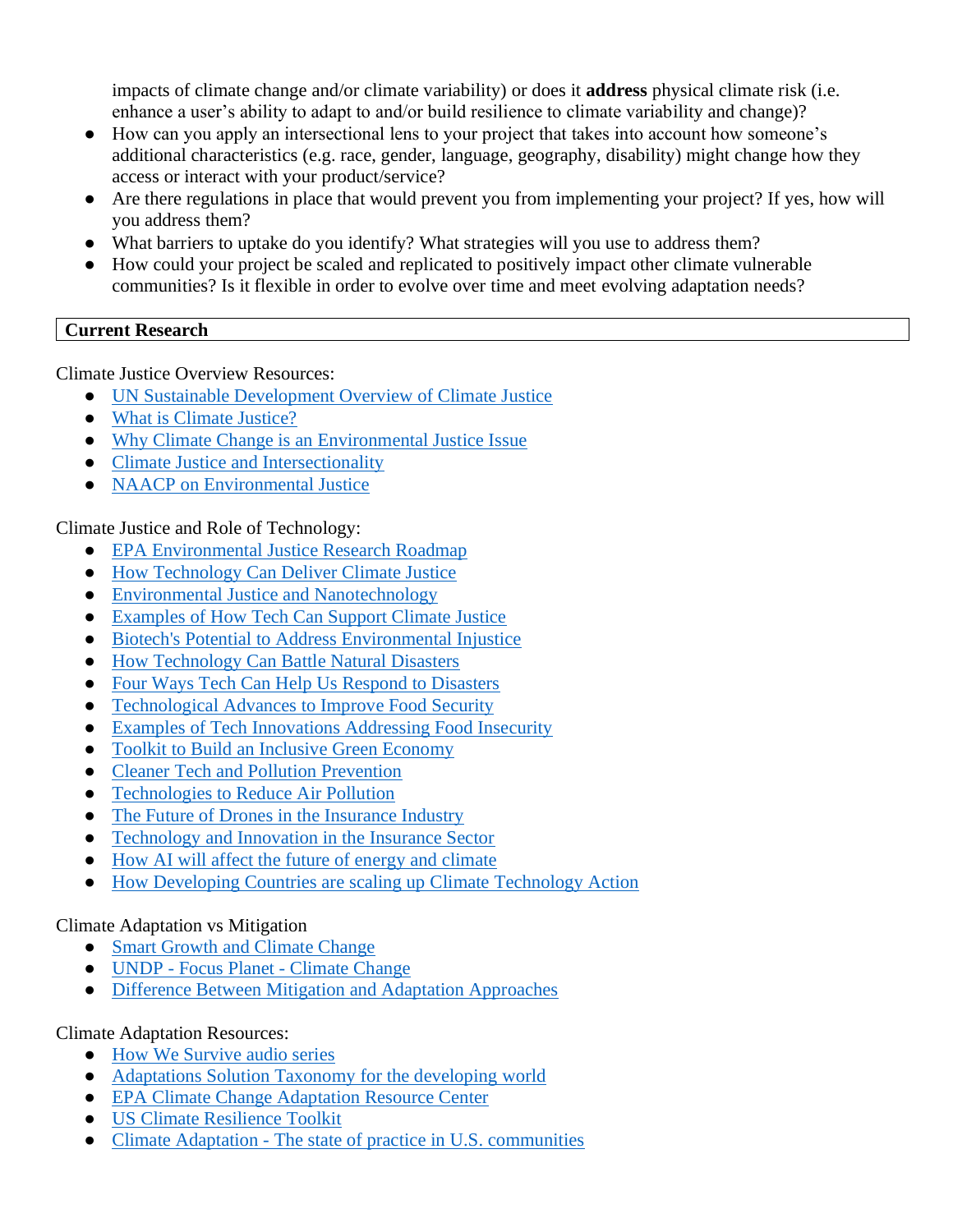impacts of climate change and/or climate variability) or does it **address** physical climate risk (i.e. enhance a user's ability to adapt to and/or build resilience to climate variability and change)?

- How can you apply an intersectional lens to your project that takes into account how someone's additional characteristics (e.g. race, gender, language, geography, disability) might change how they access or interact with your product/service?
- Are there regulations in place that would prevent you from implementing your project? If yes, how will you address them?
- What barriers to uptake do you identify? What strategies will you use to address them?
- How could your project be scaled and replicated to positively impact other climate vulnerable communities? Is it flexible in order to evolve over time and meet evolving adaptation needs?

## Current Research

Climate Justice Overview Resources:

- UN Sustainable Development Overview of Climate Justice
- What is Climate Justice?
- Why Climate Change is an Environmental Justice Issue
- Climate Justice and Intersectionality
- NAACP on Environmental Justice

Climate Justice and Role of Technology:

- EPA Environmental Justice Research Roadmap
- How Technology Can Deliver Climate Justice
- Environmental Justice and Nanotechnology
- Examples of How Tech Can Support Climate Justice
- Biotech's Potential to Address Environmental Injustice
- How Technology Can Battle Natural Disasters
- Four Ways Tech Can Help Us Respond to Disasters
- Technological Advances to Improve Food Security
- Examples of Tech Innovations Addressing Food Insecurity
- Toolkit to Build an Inclusive Green Economy
- Cleaner Tech and Pollution Prevention
- Technologies to Reduce Air Pollution
- The Future of Drones in the Insurance Industry
- Technology and Innovation in the Insurance Sector
- How AI will affect the future of energy and climate
- How Developing Countries are scaling up Climate Technology Action

Climate Adaptation vs Mitigation

- Smart Growth and Climate Change
- UNDP - Focus Planet - Climate Change
- Difference Between Mitigation and Adaptation Approaches

Climate Adaptation Resources:

- How We Survive audio series
- Adaptations Solution Taxonomy for the developing world
- EPA Climate Change Adaptation Resource Center
- US Climate Resilience Toolkit
- Climate Adaptation - The state of practice in U.S. communities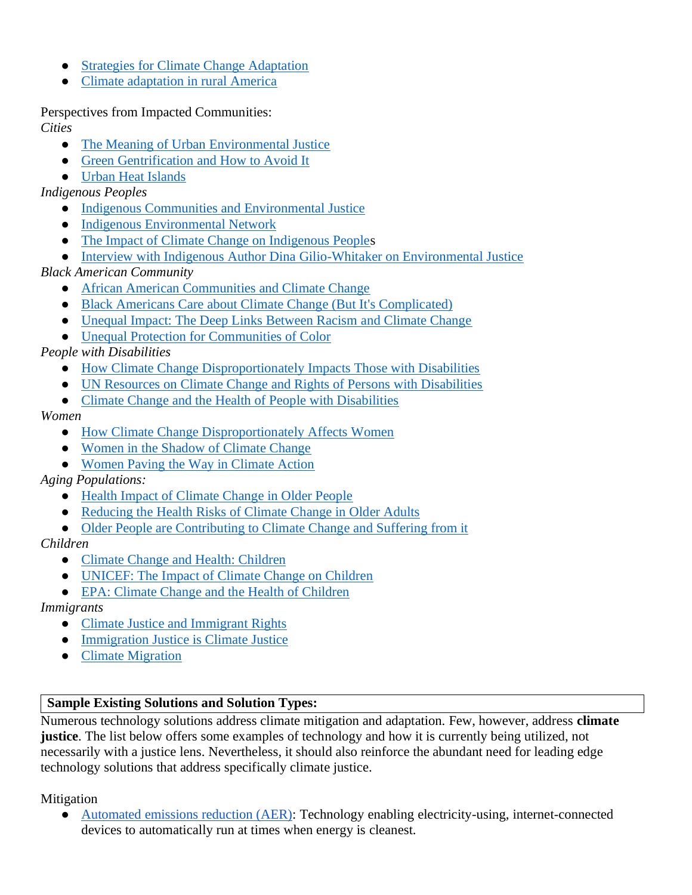- Strategies for Climate Change Adaptation
- Climate adaptation in rural America

Perspectives from Impacted Communities:

*Cities*

- The Meaning of Urban Environmental Justice
- Green Gentrification and How to Avoid It
- Urban Heat Islands

*Indigenous Peoples*

- Indigenous Communities and Environmental Justice
- Indigenous Environmental Network
- The Impact of Climate Change on Indigenous Peoples
- Interview with Indigenous Author Dina Gilio-Whitaker on Environmental Justice

*Black American Community*

- African American Communities and Climate Change
- Black Americans Care about Climate Change (But It's Complicated)
- Unequal Impact: The Deep Links Between Racism and Climate Change
- Unequal Protection for Communities of Color

*People with Disabilities*

- How Climate Change Disproportionately Impacts Those with Disabilities
- UN Resources on Climate Change and Rights of Persons with Disabilities
- Climate Change and the Health of People with Disabilities

*Women*

- How Climate Change Disproportionately Affects Women
- Women in the Shadow of Climate Change
- Women Paving the Way in Climate Action

*Aging Populations:*

- Health Impact of Climate Change in Older People
- Reducing the Health Risks of Climate Change in Older Adults
- Older People are Contributing to Climate Change and Suffering from it

*Children*

- Climate Change and Health: Children
- UNICEF: The Impact of Climate Change on Children
- EPA: Climate Change and the Health of Children

*Immigrants*

- Climate Justice and Immigrant Rights
- Immigration Justice is Climate Justice
- Climate Migration

**Sample Existing Solutions and Solution Types:**

Numerous technology solutions address climate mitigation and adaptation. Few, however, address **climate justice**. The list below offers some examples of technology and how it is currently being utilized, not necessarily with a justice lens. Nevertheless, it should also reinforce the abundant need for leading edge technology solutions that address specifically climate justice.

Mitigation

- Automated emissions reduction (AER): Technology enabling electricity-using, internet-connected devices to automatically run at times when energy is cleanest.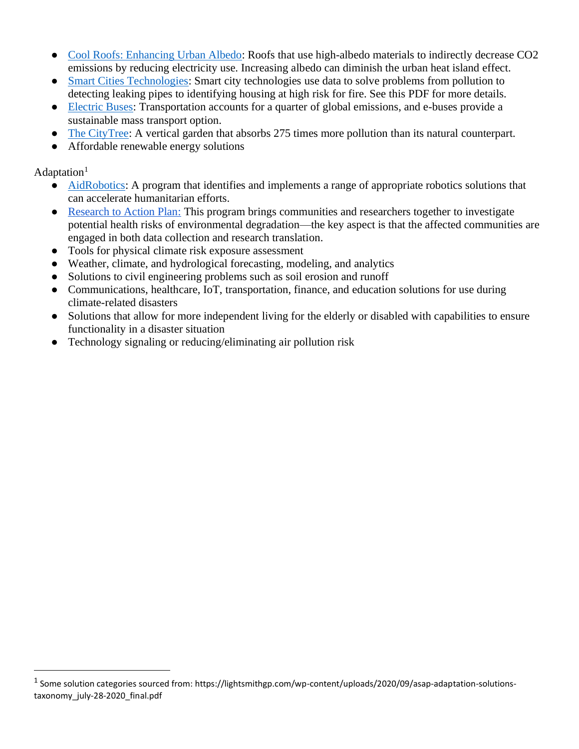- Cool Roofs: Enhancing Urban Albedo: Roofs that use high-albedo materials to indirectly decrease CO2 emissions by reducing electricity use. Increasing albedo can diminish the urban heat island effect.
- Smart Cities Technologies: Smart city technologies use data to solve problems from pollution to detecting leaking pipes to identifying housing at high risk for fire. See this PDF for more details.
- Electric Buses: Transportation accounts for a quarter of global emissions, and e-buses provide a sustainable mass transport option.
- The CityTree: A vertical garden that absorbs 275 times more pollution than its natural counterpart.
- Affordable renewable energy solutions

Adaptation[1]

- AidRobotics: A program that identifies and implements a range of appropriate robotics solutions that can accelerate humanitarian efforts.
- Research to Action Plan: This program brings communities and researchers together to investigate potential health risks of environmental degradation—the key aspect is that the affected communities are engaged in both data collection and research translation.
- Tools for physical climate risk exposure assessment
- Weather, climate, and hydrological forecasting, modeling, and analytics
- Solutions to civil engineering problems such as soil erosion and runoff
- Communications, healthcare, IoT, transportation, finance, and education solutions for use during climate-related disasters
- Solutions that allow for more independent living for the elderly or disabled with capabilities to ensure functionality in a disaster situation
- Technology signaling or reducing/eliminating air pollution risk

---

[1] Some solution categories sourced from: https://lightsmithgp.com/wp-content/uploads/2020/09/asap-adaptation-solutions-taxonomy_july-28-2020_final.pdf